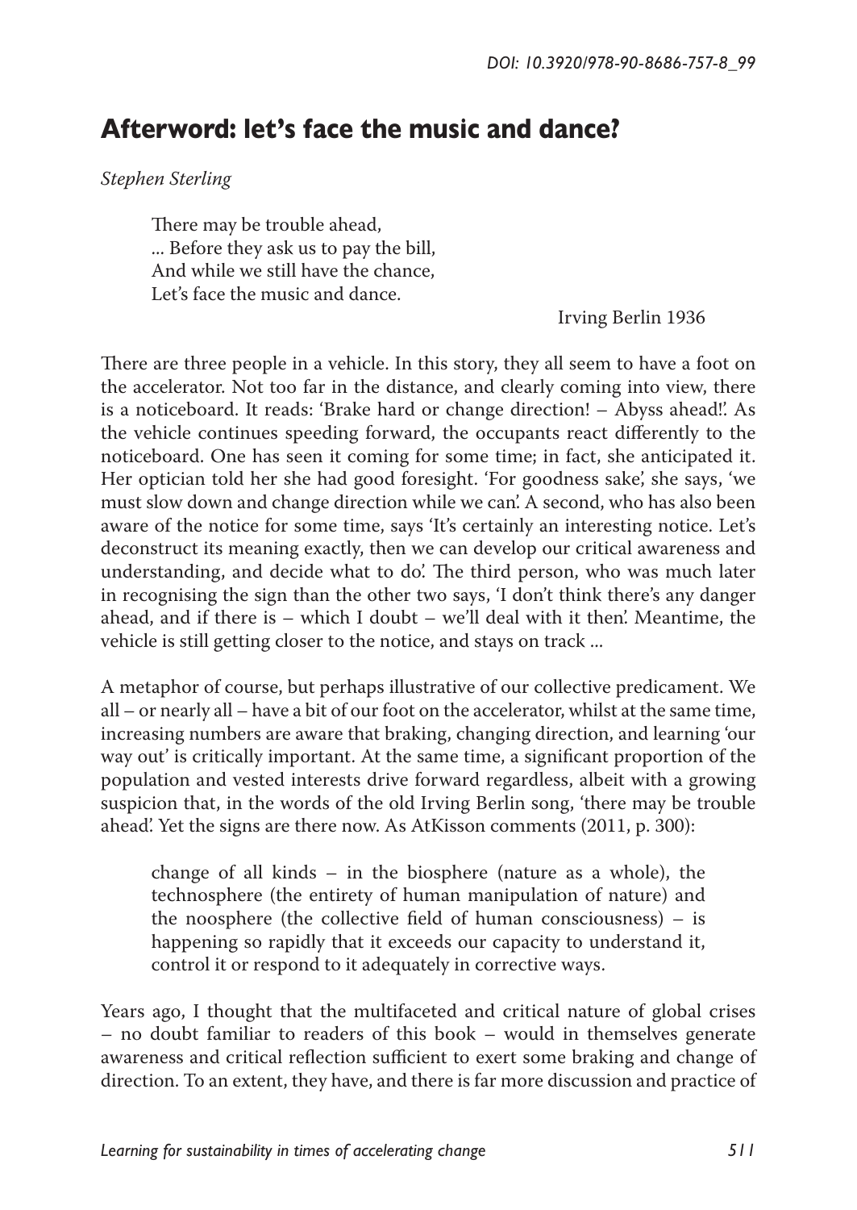DOI: 10.3920/978-90-8686-757-8_99

# Afterword: let's face the music and dance?

*Stephen Sterling*

> There may be trouble ahead,
> ... Before they ask us to pay the bill,
> And while we still have the chance,
> Let's face the music and dance.
>
> Irving Berlin 1936

There are three people in a vehicle. In this story, they all seem to have a foot on the accelerator. Not too far in the distance, and clearly coming into view, there is a noticeboard. It reads: 'Brake hard or change direction! – Abyss ahead!'. As the vehicle continues speeding forward, the occupants react differently to the noticeboard. One has seen it coming for some time; in fact, she anticipated it. Her optician told her she had good foresight. 'For goodness sake', she says, 'we must slow down and change direction while we can'. A second, who has also been aware of the notice for some time, says 'It's certainly an interesting notice. Let's deconstruct its meaning exactly, then we can develop our critical awareness and understanding, and decide what to do'. The third person, who was much later in recognising the sign than the other two says, 'I don't think there's any danger ahead, and if there is – which I doubt – we'll deal with it then'. Meantime, the vehicle is still getting closer to the notice, and stays on track ...

A metaphor of course, but perhaps illustrative of our collective predicament. We all – or nearly all – have a bit of our foot on the accelerator, whilst at the same time, increasing numbers are aware that braking, changing direction, and learning 'our way out' is critically important. At the same time, a significant proportion of the population and vested interests drive forward regardless, albeit with a growing suspicion that, in the words of the old Irving Berlin song, 'there may be trouble ahead'. Yet the signs are there now. As AtKisson comments (2011, p. 300):

> change of all kinds – in the biosphere (nature as a whole), the technosphere (the entirety of human manipulation of nature) and the noosphere (the collective field of human consciousness) – is happening so rapidly that it exceeds our capacity to understand it, control it or respond to it adequately in corrective ways.

Years ago, I thought that the multifaceted and critical nature of global crises – no doubt familiar to readers of this book – would in themselves generate awareness and critical reflection sufficient to exert some braking and change of direction. To an extent, they have, and there is far more discussion and practice of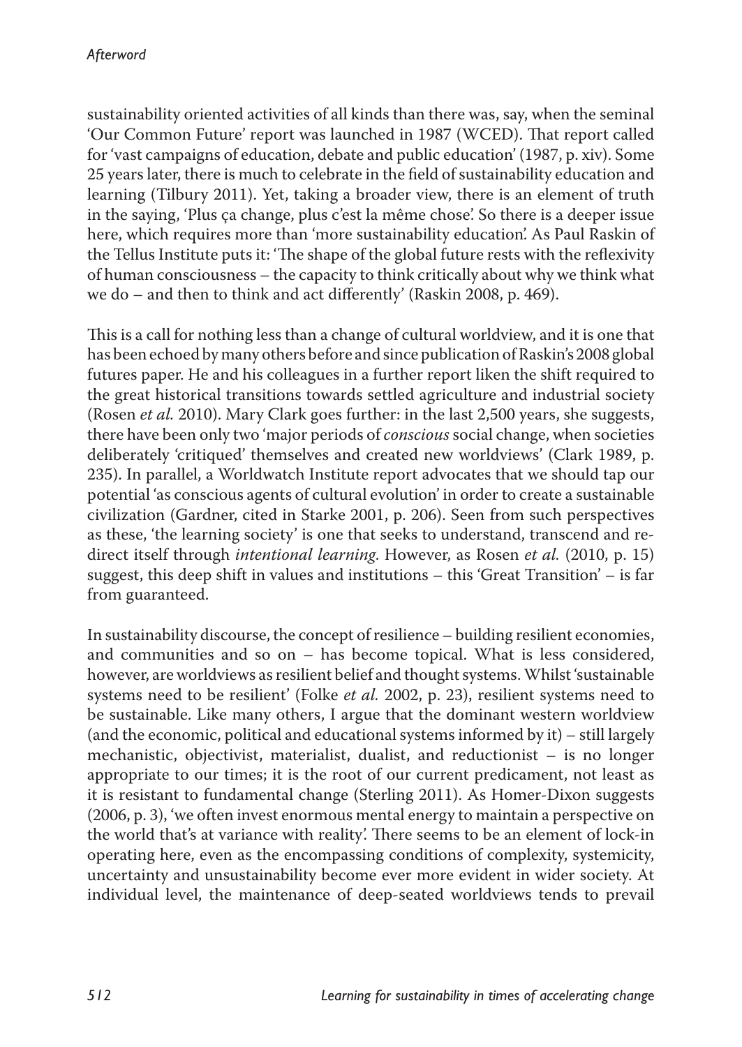sustainability oriented activities of all kinds than there was, say, when the seminal 'Our Common Future' report was launched in 1987 (WCED). That report called for 'vast campaigns of education, debate and public education' (1987, p. xiv). Some 25 years later, there is much to celebrate in the field of sustainability education and learning (Tilbury 2011). Yet, taking a broader view, there is an element of truth in the saying, 'Plus ça change, plus c'est la même chose'. So there is a deeper issue here, which requires more than 'more sustainability education'. As Paul Raskin of the Tellus Institute puts it: 'The shape of the global future rests with the reflexivity of human consciousness – the capacity to think critically about why we think what we do – and then to think and act differently' (Raskin 2008, p. 469).

This is a call for nothing less than a change of cultural worldview, and it is one that has been echoed by many others before and since publication of Raskin's 2008 global futures paper. He and his colleagues in a further report liken the shift required to the great historical transitions towards settled agriculture and industrial society (Rosen *et al.* 2010). Mary Clark goes further: in the last 2,500 years, she suggests, there have been only two 'major periods of *conscious* social change, when societies deliberately 'critiqued' themselves and created new worldviews' (Clark 1989, p. 235). In parallel, a Worldwatch Institute report advocates that we should tap our potential 'as conscious agents of cultural evolution' in order to create a sustainable civilization (Gardner, cited in Starke 2001, p. 206). Seen from such perspectives as these, 'the learning society' is one that seeks to understand, transcend and re-direct itself through *intentional learning*. However, as Rosen *et al.* (2010, p. 15) suggest, this deep shift in values and institutions – this 'Great Transition' – is far from guaranteed.

In sustainability discourse, the concept of resilience – building resilient economies, and communities and so on – has become topical. What is less considered, however, are worldviews as resilient belief and thought systems. Whilst 'sustainable systems need to be resilient' (Folke *et al.* 2002, p. 23), resilient systems need to be sustainable. Like many others, I argue that the dominant western worldview (and the economic, political and educational systems informed by it) – still largely mechanistic, objectivist, materialist, dualist, and reductionist – is no longer appropriate to our times; it is the root of our current predicament, not least as it is resistant to fundamental change (Sterling 2011). As Homer-Dixon suggests (2006, p. 3), 'we often invest enormous mental energy to maintain a perspective on the world that's at variance with reality'. There seems to be an element of lock-in operating here, even as the encompassing conditions of complexity, systemicity, uncertainty and unsustainability become ever more evident in wider society. At individual level, the maintenance of deep-seated worldviews tends to prevail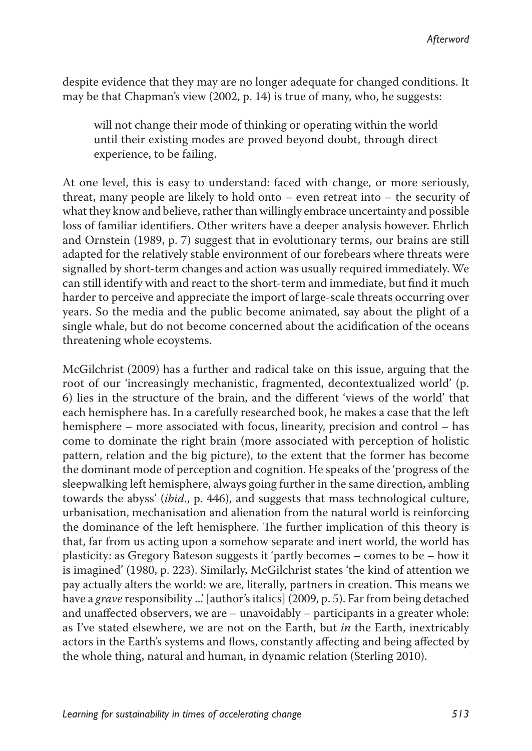despite evidence that they may are no longer adequate for changed conditions. It may be that Chapman's view (2002, p. 14) is true of many, who, he suggests:

> will not change their mode of thinking or operating within the world until their existing modes are proved beyond doubt, through direct experience, to be failing.

At one level, this is easy to understand: faced with change, or more seriously, threat, many people are likely to hold onto – even retreat into – the security of what they know and believe, rather than willingly embrace uncertainty and possible loss of familiar identifiers. Other writers have a deeper analysis however. Ehrlich and Ornstein (1989, p. 7) suggest that in evolutionary terms, our brains are still adapted for the relatively stable environment of our forebears where threats were signalled by short-term changes and action was usually required immediately. We can still identify with and react to the short-term and immediate, but find it much harder to perceive and appreciate the import of large-scale threats occurring over years. So the media and the public become animated, say about the plight of a single whale, but do not become concerned about the acidification of the oceans threatening whole ecoystems.

McGilchrist (2009) has a further and radical take on this issue, arguing that the root of our 'increasingly mechanistic, fragmented, decontextualized world' (p. 6) lies in the structure of the brain, and the different 'views of the world' that each hemisphere has. In a carefully researched book, he makes a case that the left hemisphere – more associated with focus, linearity, precision and control – has come to dominate the right brain (more associated with perception of holistic pattern, relation and the big picture), to the extent that the former has become the dominant mode of perception and cognition. He speaks of the 'progress of the sleepwalking left hemisphere, always going further in the same direction, ambling towards the abyss' (*ibid*., p. 446), and suggests that mass technological culture, urbanisation, mechanisation and alienation from the natural world is reinforcing the dominance of the left hemisphere. The further implication of this theory is that, far from us acting upon a somehow separate and inert world, the world has plasticity: as Gregory Bateson suggests it 'partly becomes – comes to be – how it is imagined' (1980, p. 223). Similarly, McGilchrist states 'the kind of attention we pay actually alters the world: we are, literally, partners in creation. This means we have a *grave* responsibility ...' [author's italics] (2009, p. 5). Far from being detached and unaffected observers, we are – unavoidably – participants in a greater whole: as I've stated elsewhere, we are not on the Earth, but *in* the Earth, inextricably actors in the Earth's systems and flows, constantly affecting and being affected by the whole thing, natural and human, in dynamic relation (Sterling 2010).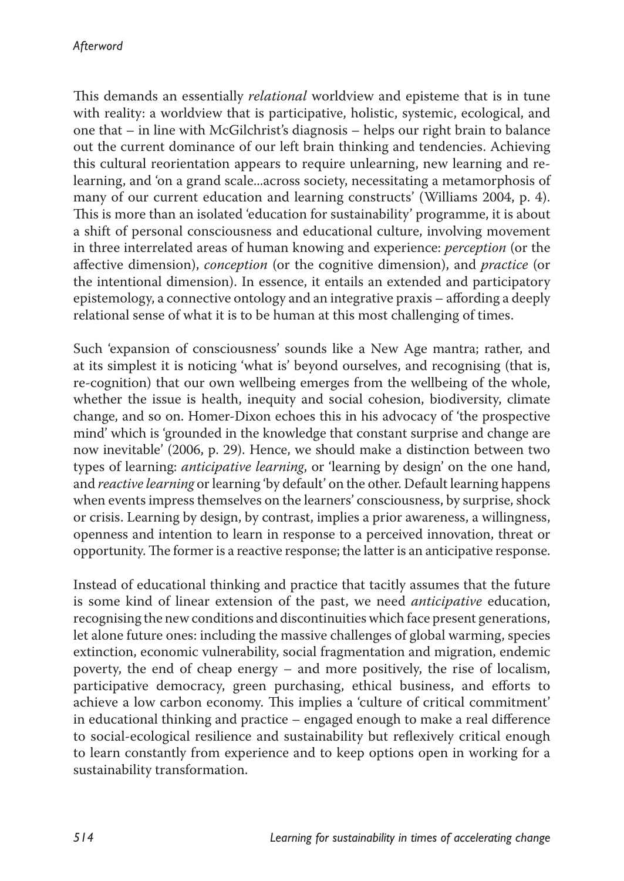This demands an essentially *relational* worldview and episteme that is in tune with reality: a worldview that is participative, holistic, systemic, ecological, and one that – in line with McGilchrist's diagnosis – helps our right brain to balance out the current dominance of our left brain thinking and tendencies. Achieving this cultural reorientation appears to require unlearning, new learning and re-learning, and 'on a grand scale...across society, necessitating a metamorphosis of many of our current education and learning constructs' (Williams 2004, p. 4). This is more than an isolated 'education for sustainability' programme, it is about a shift of personal consciousness and educational culture, involving movement in three interrelated areas of human knowing and experience: *perception* (or the affective dimension), *conception* (or the cognitive dimension), and *practice* (or the intentional dimension). In essence, it entails an extended and participatory epistemology, a connective ontology and an integrative praxis – affording a deeply relational sense of what it is to be human at this most challenging of times.

Such 'expansion of consciousness' sounds like a New Age mantra; rather, and at its simplest it is noticing 'what is' beyond ourselves, and recognising (that is, re-cognition) that our own wellbeing emerges from the wellbeing of the whole, whether the issue is health, inequity and social cohesion, biodiversity, climate change, and so on. Homer-Dixon echoes this in his advocacy of 'the prospective mind' which is 'grounded in the knowledge that constant surprise and change are now inevitable' (2006, p. 29). Hence, we should make a distinction between two types of learning: *anticipative learning*, or 'learning by design' on the one hand, and *reactive learning* or learning 'by default' on the other. Default learning happens when events impress themselves on the learners' consciousness, by surprise, shock or crisis. Learning by design, by contrast, implies a prior awareness, a willingness, openness and intention to learn in response to a perceived innovation, threat or opportunity. The former is a reactive response; the latter is an anticipative response.

Instead of educational thinking and practice that tacitly assumes that the future is some kind of linear extension of the past, we need *anticipative* education, recognising the new conditions and discontinuities which face present generations, let alone future ones: including the massive challenges of global warming, species extinction, economic vulnerability, social fragmentation and migration, endemic poverty, the end of cheap energy – and more positively, the rise of localism, participative democracy, green purchasing, ethical business, and efforts to achieve a low carbon economy. This implies a 'culture of critical commitment' in educational thinking and practice – engaged enough to make a real difference to social-ecological resilience and sustainability but reflexively critical enough to learn constantly from experience and to keep options open in working for a sustainability transformation.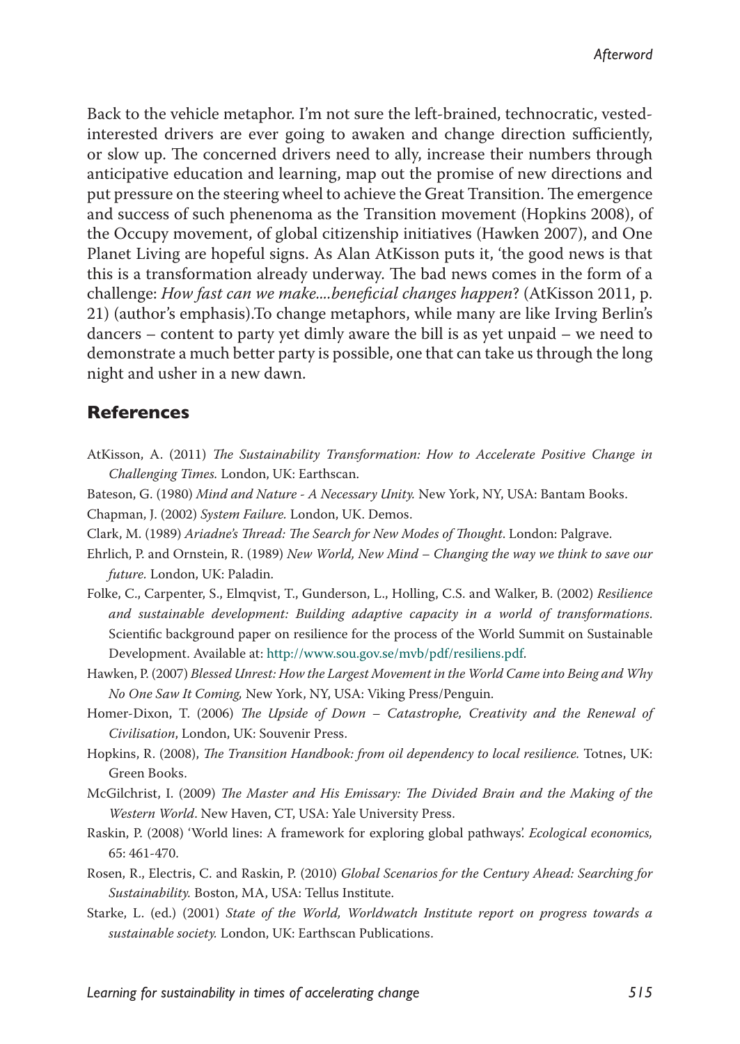Back to the vehicle metaphor. I'm not sure the left-brained, technocratic, vested-interested drivers are ever going to awaken and change direction sufficiently, or slow up. The concerned drivers need to ally, increase their numbers through anticipative education and learning, map out the promise of new directions and put pressure on the steering wheel to achieve the Great Transition. The emergence and success of such phenenoma as the Transition movement (Hopkins 2008), of the Occupy movement, of global citizenship initiatives (Hawken 2007), and One Planet Living are hopeful signs. As Alan AtKisson puts it, 'the good news is that this is a transformation already underway. The bad news comes in the form of a challenge: *How fast can we make....beneficial changes happen*? (AtKisson 2011, p. 21) (author's emphasis).To change metaphors, while many are like Irving Berlin's dancers – content to party yet dimly aware the bill is as yet unpaid – we need to demonstrate a much better party is possible, one that can take us through the long night and usher in a new dawn.

## References

AtKisson, A. (2011) *The Sustainability Transformation: How to Accelerate Positive Change in Challenging Times.* London, UK: Earthscan.

Bateson, G. (1980) *Mind and Nature - A Necessary Unity.* New York, NY, USA: Bantam Books.

Chapman, J. (2002) *System Failure.* London, UK. Demos.

Clark, M. (1989) *Ariadne's Thread: The Search for New Modes of Thought.* London: Palgrave.

Ehrlich, P. and Ornstein, R. (1989) *New World, New Mind – Changing the way we think to save our future.* London, UK: Paladin.

Folke, C., Carpenter, S., Elmqvist, T., Gunderson, L., Holling, C.S. and Walker, B. (2002) *Resilience and sustainable development: Building adaptive capacity in a world of transformations.* Scientific background paper on resilience for the process of the World Summit on Sustainable Development. Available at: http://www.sou.gov.se/mvb/pdf/resiliens.pdf.

Hawken, P. (2007) *Blessed Unrest: How the Largest Movement in the World Came into Being and Why No One Saw It Coming,* New York, NY, USA: Viking Press/Penguin.

Homer-Dixon, T. (2006) *The Upside of Down – Catastrophe, Creativity and the Renewal of Civilisation*, London, UK: Souvenir Press.

Hopkins, R. (2008), *The Transition Handbook: from oil dependency to local resilience.* Totnes, UK: Green Books.

McGilchrist, I. (2009) *The Master and His Emissary: The Divided Brain and the Making of the Western World.* New Haven, CT, USA: Yale University Press.

Raskin, P. (2008) 'World lines: A framework for exploring global pathways'. *Ecological economics,* 65: 461-470.

Rosen, R., Electris, C. and Raskin, P. (2010) *Global Scenarios for the Century Ahead: Searching for Sustainability.* Boston, MA, USA: Tellus Institute.

Starke, L. (ed.) (2001) *State of the World, Worldwatch Institute report on progress towards a sustainable society.* London, UK: Earthscan Publications.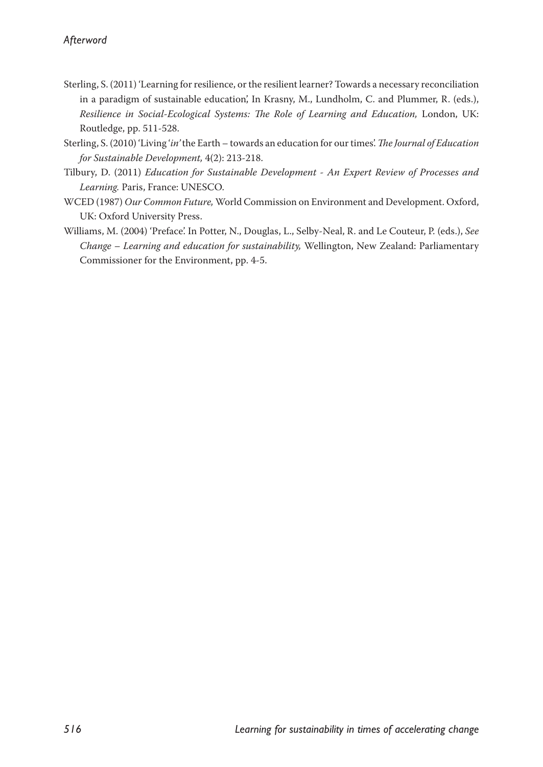Sterling, S. (2011) 'Learning for resilience, or the resilient learner? Towards a necessary reconciliation in a paradigm of sustainable education', In Krasny, M., Lundholm, C. and Plummer, R. (eds.), *Resilience in Social-Ecological Systems: The Role of Learning and Education,* London, UK: Routledge, pp. 511-528.

Sterling, S. (2010) 'Living '*in'* the Earth – towards an education for our times'. *The Journal of Education for Sustainable Development,* 4(2): 213-218.

Tilbury, D. (2011) *Education for Sustainable Development - An Expert Review of Processes and Learning.* Paris, France: UNESCO.

WCED (1987) *Our Common Future,* World Commission on Environment and Development. Oxford, UK: Oxford University Press.

Williams, M. (2004) 'Preface'. In Potter, N., Douglas, L., Selby-Neal, R. and Le Couteur, P. (eds.), *See Change – Learning and education for sustainability,* Wellington, New Zealand: Parliamentary Commissioner for the Environment, pp. 4-5.